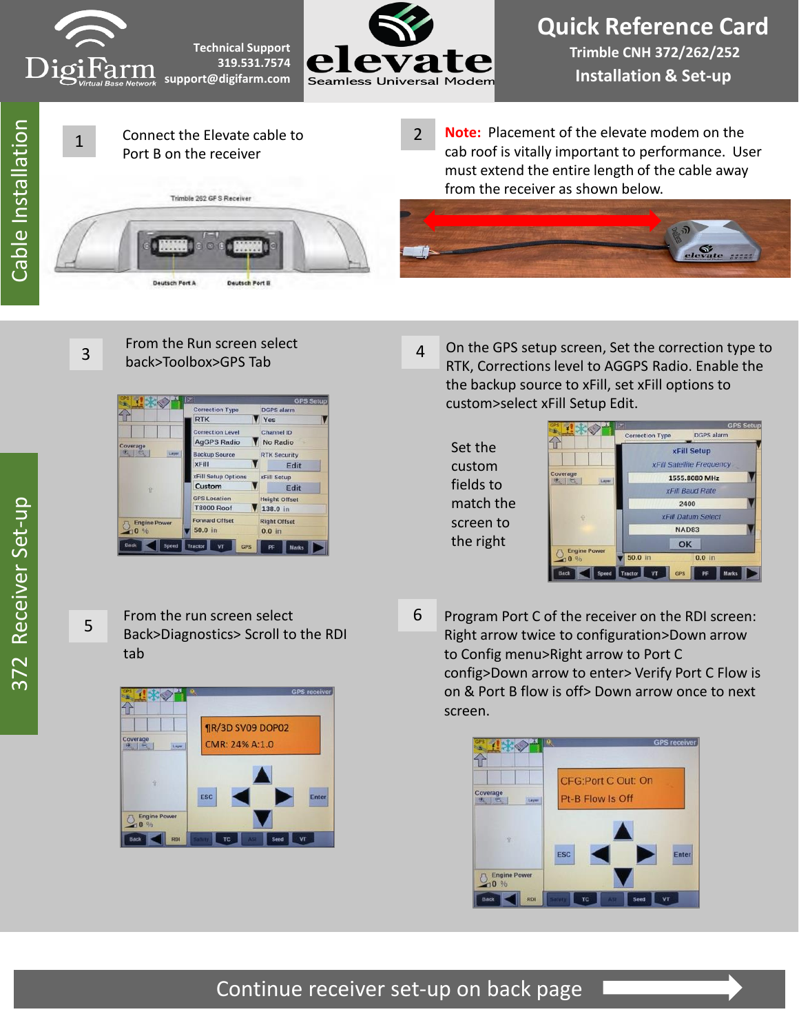DigiFarm Virtual Base Network

Technical Support
319.531.7574
support@digifarm.com

elevate
Seamless Universal Modem

# Quick Reference Card

## Trimble CNH 372/262/252

## Installation & Set-up

## Cable Installation

**1** Connect the Elevate cable to Port B on the receiver

Trimble 262 GFS Receiver

Deutsch Port A

Deutsch Port B

**2** **Note:** Placement of the elevate modem on the cab roof is vitally important to performance. User must extend the entire length of the cable away from the receiver as shown below.

## 372 Receiver Set-up

**3** From the Run screen select back>Toolbox>GPS Tab

**4** On the GPS setup screen, Set the correction type to RTK, Corrections level to AGGPS Radio. Enable the the backup source to xFill, set xFill options to custom>select xFill Setup Edit.

Set the custom fields to match the screen to the right

**5** From the run screen select Back>Diagnostics> Scroll to the RDI tab

**6** Program Port C of the receiver on the RDI screen: Right arrow twice to configuration>Down arrow to Config menu>Right arrow to Port C config>Down arrow to enter> Verify Port C Flow is on & Port B flow is off> Down arrow once to next screen.

Continue receiver set-up on back page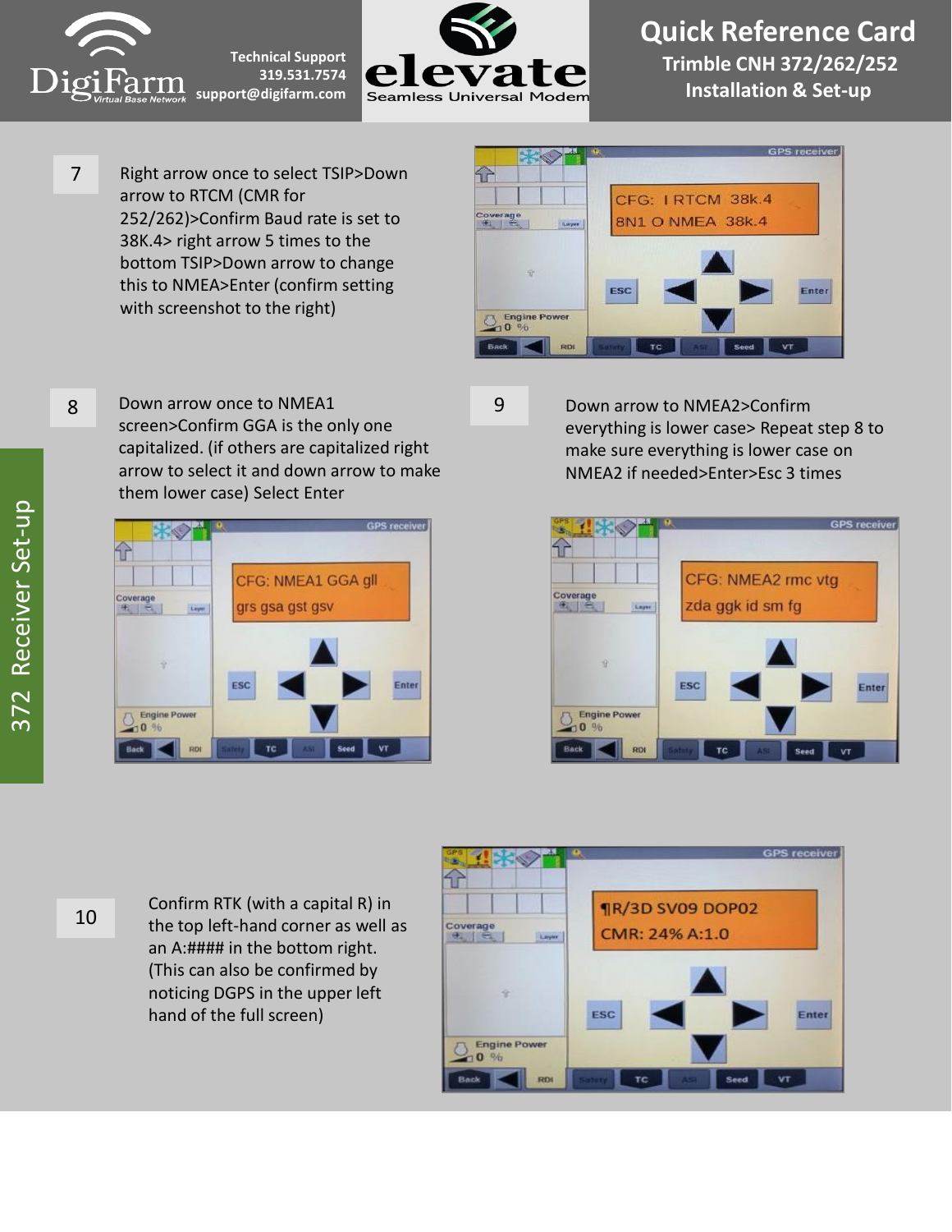# Quick Reference Card

**Trimble CNH 372/262/252**

**Installation & Set-up**

DigiFarm Technical Support 319.531.7574 support@digifarm.com

elevate Seamless Universal Modem

372 Receiver Set-up

**7** Right arrow once to select TSIP>Down arrow to RTCM (CMR for 252/262)>Confirm Baud rate is set to 38K.4> right arrow 5 times to the bottom TSIP>Down arrow to change this to NMEA>Enter (confirm setting with screenshot to the right)

**8** Down arrow once to NMEA1 screen>Confirm GGA is the only one capitalized. (if others are capitalized right arrow to select it and down arrow to make them lower case) Select Enter

**9** Down arrow to NMEA2>Confirm everything is lower case> Repeat step 8 to make sure everything is lower case on NMEA2 if needed>Enter>Esc 3 times

**10** Confirm RTK (with a capital R) in the top left-hand corner as well as an A:#### in the bottom right. (This can also be confirmed by noticing DGPS in the upper left hand of the full screen)